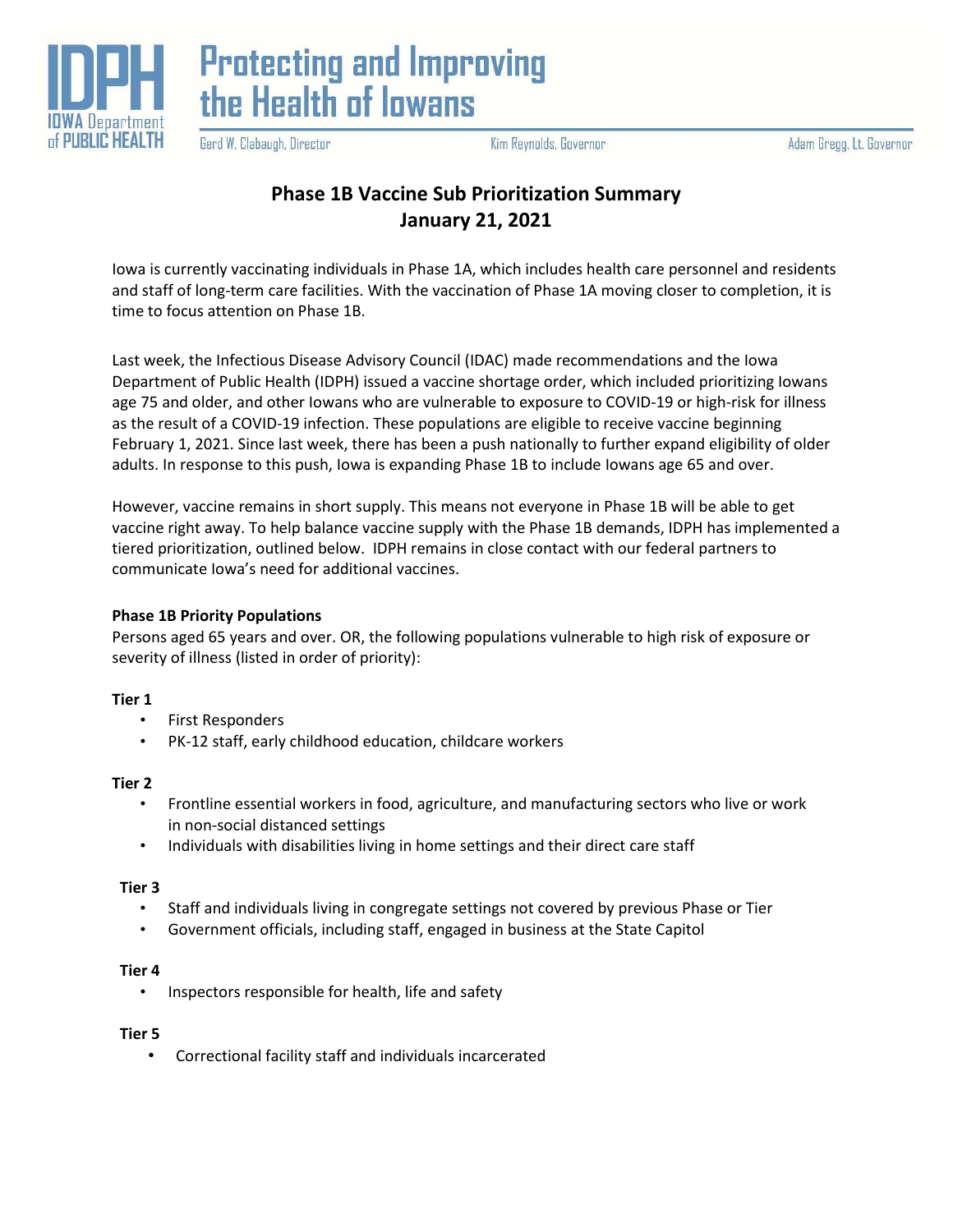IDPH IOWA Department of PUBLIC HEALTH

**Protecting and Improving the Health of Iowans**

Gerd W. Clabaugh, Director | Kim Reynolds, Governor | Adam Gregg, Lt. Governor

# Phase 1B Vaccine Sub Prioritization Summary
## January 21, 2021

Iowa is currently vaccinating individuals in Phase 1A, which includes health care personnel and residents and staff of long-term care facilities. With the vaccination of Phase 1A moving closer to completion, it is time to focus attention on Phase 1B.

Last week, the Infectious Disease Advisory Council (IDAC) made recommendations and the Iowa Department of Public Health (IDPH) issued a vaccine shortage order, which included prioritizing Iowans age 75 and older, and other Iowans who are vulnerable to exposure to COVID-19 or high-risk for illness as the result of a COVID-19 infection. These populations are eligible to receive vaccine beginning February 1, 2021. Since last week, there has been a push nationally to further expand eligibility of older adults. In response to this push, Iowa is expanding Phase 1B to include Iowans age 65 and over.

However, vaccine remains in short supply. This means not everyone in Phase 1B will be able to get vaccine right away. To help balance vaccine supply with the Phase 1B demands, IDPH has implemented a tiered prioritization, outlined below. IDPH remains in close contact with our federal partners to communicate Iowa's need for additional vaccines.

**Phase 1B Priority Populations**

Persons aged 65 years and over. OR, the following populations vulnerable to high risk of exposure or severity of illness (listed in order of priority):

**Tier 1**

- First Responders
- PK-12 staff, early childhood education, childcare workers

**Tier 2**

- Frontline essential workers in food, agriculture, and manufacturing sectors who live or work in non-social distanced settings
- Individuals with disabilities living in home settings and their direct care staff

**Tier 3**

- Staff and individuals living in congregate settings not covered by previous Phase or Tier
- Government officials, including staff, engaged in business at the State Capitol

**Tier 4**

- Inspectors responsible for health, life and safety

**Tier 5**

- Correctional facility staff and individuals incarcerated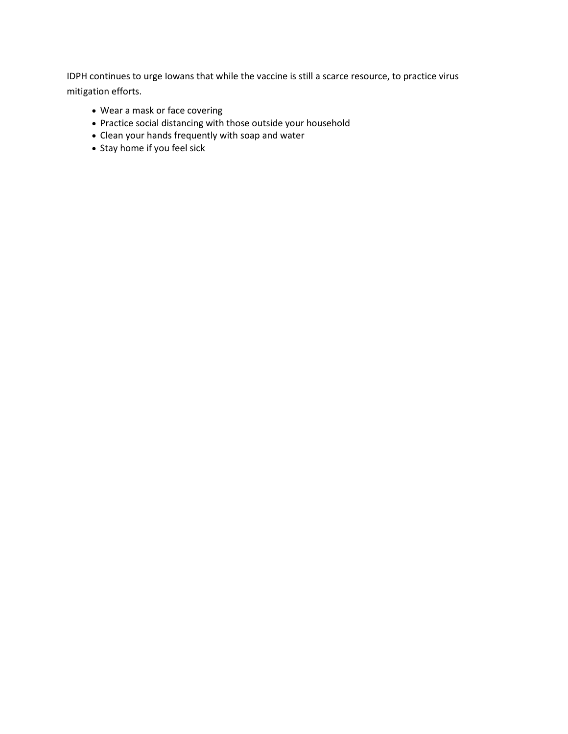IDPH continues to urge Iowans that while the vaccine is still a scarce resource, to practice virus mitigation efforts.

- Wear a mask or face covering
- Practice social distancing with those outside your household
- Clean your hands frequently with soap and water
- Stay home if you feel sick